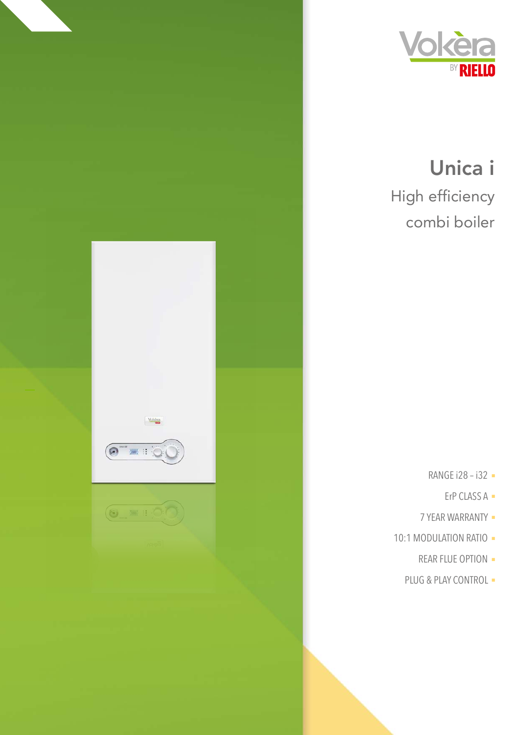Vokèra

BY RIELLO

# Unica i

## High efficiency combi boiler

- RANGE i28 – i32
- ErP CLASS A
- 7 YEAR WARRANTY
- 10:1 MODULATION RATIO
- REAR FLUE OPTION
- PLUG & PLAY CONTROL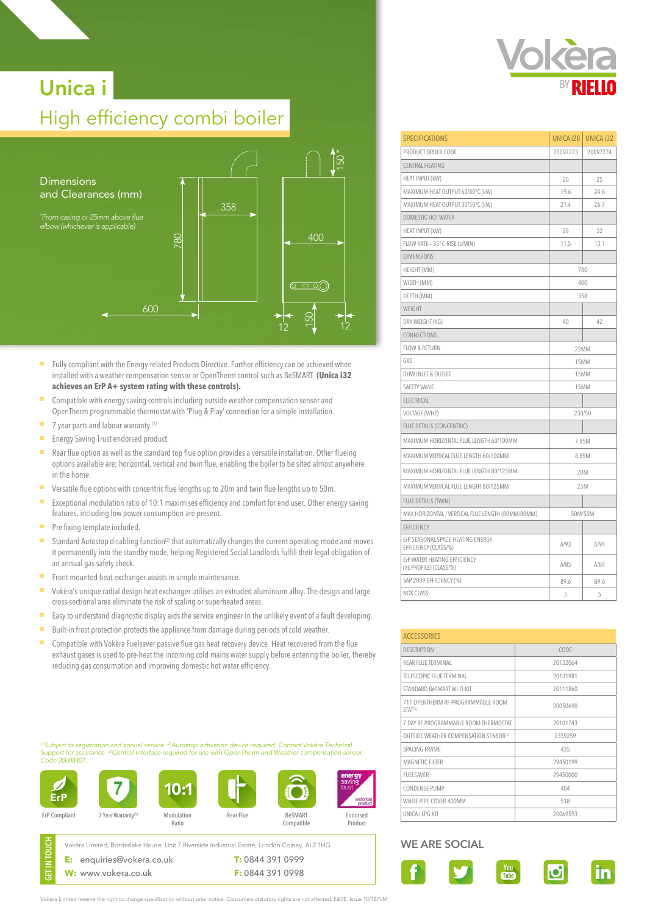# Unica i

## High efficiency combi boiler

### Dimensions and Clearances (mm)

*From casing or 25mm above flue elbow (whichever is applicable)

780
358
400
600
150*
150
12
12

- Fully compliant with the Energy-related Products Directive. Further efficiency can be achieved when installed with a weather compensation sensor or OpenTherm control such as BeSMART. **(Unica i32 achieves an ErP A+ system rating with these controls).**
- Compatible with energy saving controls including outside weather compensation sensor and OpenTherm programmable thermostat with 'Plug & Play' connection for a simple installation.
- 7 year parts and labour warranty.[1]
- Energy Saving Trust endorsed product.
- Rear flue option as well as the standard top flue option provides a versatile installation. Other flueing options available are; horizontal, vertical and twin flue, enabling the boiler to be sited almost anywhere in the home.
- Versatile flue options with concentric flue lengths up to 20m and twin flue lengths up to 50m.
- Exceptional modulation ratio of 10:1 maximises efficiency and comfort for end user. Other energy saving features, including low power consumption are present.
- Pre fixing template included.
- Standard Autostop disabling function[2] that automatically changes the current operating mode and moves it permanently into the standby mode, helping Registered Social Landlords fulfill their legal obligation of an annual gas safety check.
- Front mounted heat exchanger assists in simple maintenance.
- Vokèra's unique radial design heat exchanger utilises an extruded aluminium alloy. The design and large cross-sectional area eliminate the risk of scaling or superheated areas.
- Easy to understand diagnostic display aids the service engineer in the unlikely event of a fault developing.
- Built-in frost protection protects the appliance from damage during periods of cold weather.
- Compatible with Vokèra Fuelsaver passive flue gas heat recovery device. Heat recovered from the flue exhaust gases is used to pre-heat the incoming cold mains water supply before entering the boiler, thereby reducing gas consumption and improving domestic hot water efficiency.

*[1]Subject to registration and annual service. [2]Autostop activation device required. Contact Vokèra Technical Support for assistance. [3]Control Interface required for use with OpenTherm and Weather compensation sensor. Code 20008401.*

ErP Compliant | 7 Year Warranty[1] | Modulation Ratio | Rear Flue | BeSMART Compatible | Endorsed Product

**GET IN TOUCH**

Vokèra Limited, Borderlake House, Unit 7 Riverside Industrial Estate, London Colney, AL2 1HG

**E:** enquiries@vokera.co.uk  **T:** 0844 391 0999
**W:** www.vokera.co.uk  **F:** 0844 391 0998

| SPECIFICATIONS | UNICA i28 | UNICA i32 |
|---|---|---|
| PRODUCT ORDER CODE | 20097273 | 20097274 |
| CENTRAL HEATING | | |
| HEAT INPUT (kW) | 20 | 25 |
| MAXIMUM HEAT OUTPUT 60/80°C (kW) | 19.6 | 24.6 |
| MAXIMUM HEAT OUTPUT 30/50°C (kW) | 21.4 | 26.7 |
| DOMESTIC HOT WATER | | |
| HEAT INPUT (kW) | 28 | 32 |
| FLOW RATE - 35°C RISE (L/MIN) | 11.5 | 13.1 |
| DIMENSIONS | | |
| HEIGHT (MM) | 780 | |
| WIDTH (MM) | 400 | |
| DEPTH (MM) | 358 | |
| WEIGHT | | |
| DRY WEIGHT (KG) | 40 | 42 |
| CONNECTIONS | | |
| FLOW & RETURN | 22MM | |
| GAS | 15MM | |
| DHW INLET & OUTLET | 15MM | |
| SAFETY VALVE | 15MM | |
| ELECTRICAL | | |
| VOLTAGE (V/HZ) | 230/50 | |
| FLUE DETAILS (CONCENTRIC) | | |
| MAXIMUM HORIZONTAL FLUE LENGTH 60/100MM | 7.85M | |
| MAXIMUM VERTICAL FLUE LENGTH 60/100MM | 8.85M | |
| MAXIMUM HORIZONTAL FLUE LENGTH 80/125MM | 20M | |
| MAXIMUM VERTICAL FLUE LENGTH 80/125MM | 25M | |
| FLUE DETAILS (TWIN) | | |
| MAX HORIZONTAL / VERTICAL FLUE LENGTH (80MM/80MM) | 50M/50M | |
| EFFICIENCY | | |
| ErP SEASONAL SPACE HEATING ENERGY EFFICIENCY (CLASS/%) | A/93 | A/94 |
| ErP WATER HEATING EFFICIENCY (XL PROFILE) (CLASS/%) | A/85 | A/84 |
| SAP 2009 EFFICIENCY (%) | 89.6 | 89.6 |
| NOx CLASS | 5 | 5 |

| ACCESSORIES | |
|---|---|
| DESCRIPTION | CODE |
| REAR FLUE TERMINAL | 20132064 |
| TELESCOPIC FLUE TERMINAL | 20131981 |
| STANDARD BeSMART WI-FI KIT | 20111860 |
| 711 OPENTHERM RF PROGRAMMABLE ROOM STAT[3] | 20050690 |
| 7 DAY RF PROGRAMMABLE ROOM THERMOSTAT | 20101743 |
| OUTSIDE WEATHER COMPENSATION SENSOR[3] | 2359259 |
| SPACING FRAME | 435 |
| MAGNETIC FILTER | 29450199 |
| FUELSAVER | 29450000 |
| CONDENSE PUMP | 404 |
| WHITE PIPE COVER 400MM | 518 |
| UNICA i LPG KIT | 20069593 |

## WE ARE SOCIAL

Vokèra Limited reserve the right to change specification without prior notice. Consumers statutory rights are not affected. E&OE Issue 10/18/NM